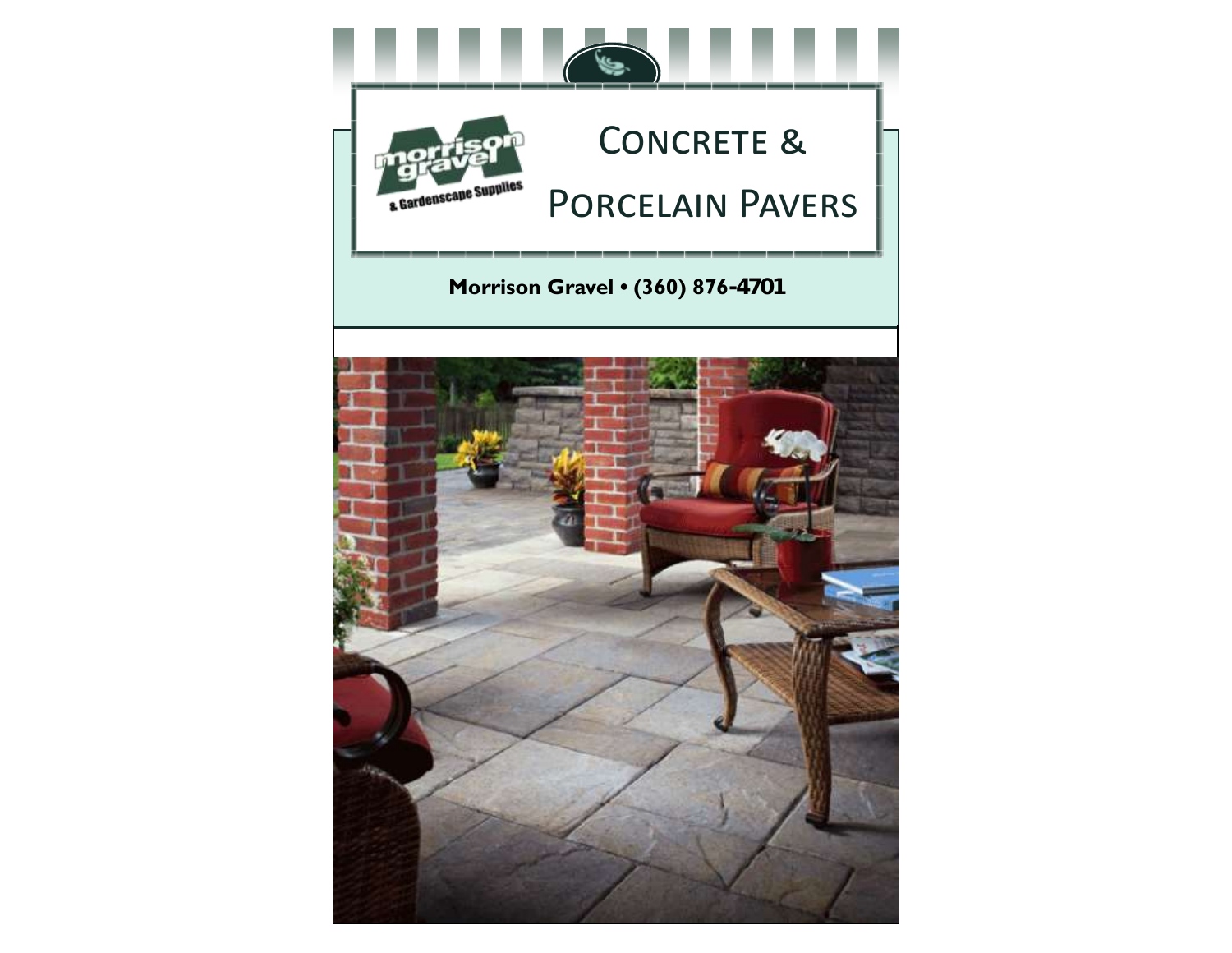morrison gravel & Gardenscape Supplies

# Concrete & Porcelain Pavers

**Morrison Gravel • (360) 876-4701**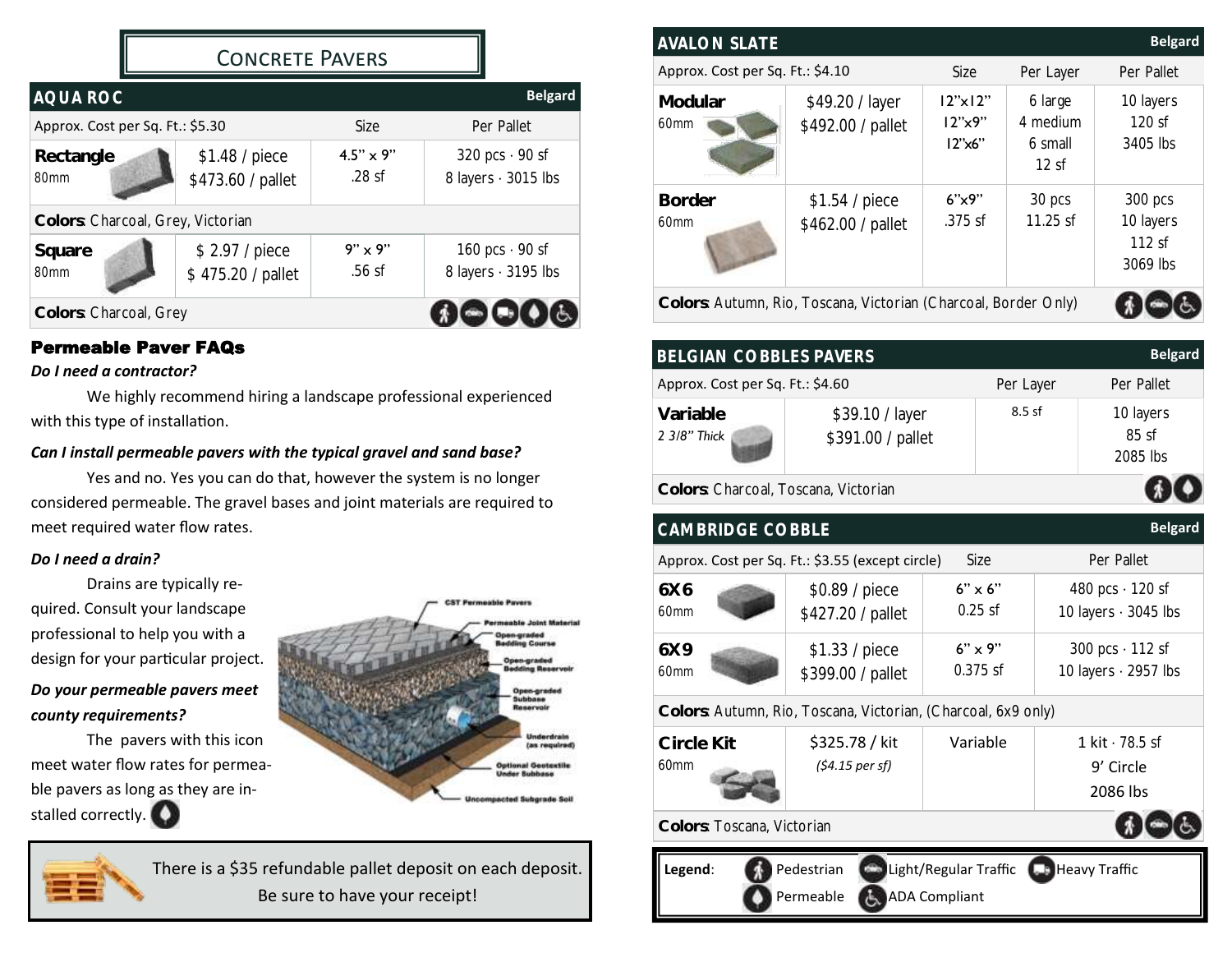# Concrete Pavers

## AQUA ROC — Belgard

| Approx. Cost per Sq. Ft.: $5.30 | | Size | Per Pallet |
|---|---|---|---|
| **Rectangle** 80mm | $1.48 / piece<br>$473.60 / pallet | 4.5" x 9"<br>.28 sf | 320 pcs · 90 sf<br>8 layers · 3015 lbs |
| **Colors**: Charcoal, Grey, Victorian | | | |
| **Square** 80mm | $ 2.97 / piece<br>$ 475.20 / pallet | 9" x 9"<br>.56 sf | 160 pcs · 90 sf<br>8 layers · 3195 lbs |
| **Colors**: Charcoal, Grey | | | |

## Permeable Paver FAQs

***Do I need a contractor?***

We highly recommend hiring a landscape professional experienced with this type of installation.

***Can I install permeable pavers with the typical gravel and sand base?***

Yes and no. Yes you can do that, however the system is no longer considered permeable. The gravel bases and joint materials are required to meet required water flow rates.

***Do I need a drain?***

Drains are typically required. Consult your landscape professional to help you with a design for your particular project.

***Do your permeable pavers meet county requirements?***

The pavers with this icon meet water flow rates for permeable pavers as long as they are installed correctly.

CST Permeable Pavers
Permeable Joint Material
Open-graded Bedding Course
Open-graded Bedding Reservoir
Open-graded Subbase Reservoir
Underdrain (as required)
Optional Geotextile Under Subbase
Uncompacted Subgrade Soil

There is a $35 refundable pallet deposit on each deposit. Be sure to have your receipt!

## AVALON SLATE — Belgard

| Approx. Cost per Sq. Ft.: $4.10 | | Size | Per Layer | Per Pallet |
|---|---|---|---|---|
| **Modular** 60mm | $49.20 / layer<br>$492.00 / pallet | 12"x12"<br>12"x9"<br>12"x6" | 6 large<br>4 medium<br>6 small<br>12 sf | 10 layers<br>120 sf<br>3405 lbs |
| **Border** 60mm | $1.54 / piece<br>$462.00 / pallet | 6"x9"<br>.375 sf | 30 pcs<br>11.25 sf | 300 pcs<br>10 layers<br>112 sf<br>3069 lbs |
| **Colors**: Autumn, Rio, Toscana, Victorian (Charcoal, Border Only) | | | | |

## BELGIAN COBBLES PAVERS — Belgard

| Approx. Cost per Sq. Ft.: $4.60 | | Per Layer | Per Pallet |
|---|---|---|---|
| **Variable** 2 3/8" Thick | $39.10 / layer<br>$391.00 / pallet | 8.5 sf | 10 layers<br>85 sf<br>2085 lbs |
| **Colors**: Charcoal, Toscana, Victorian | | | |

## CAMBRIDGE COBBLE — Belgard

| Approx. Cost per Sq. Ft.: $3.55 (except circle) | | Size | Per Pallet |
|---|---|---|---|
| **6X6** 60mm | $0.89 / piece<br>$427.20 / pallet | 6" x 6"<br>0.25 sf | 480 pcs · 120 sf<br>10 layers · 3045 lbs |
| **6X9** 60mm | $1.33 / piece<br>$399.00 / pallet | 6" x 9"<br>0.375 sf | 300 pcs · 112 sf<br>10 layers · 2957 lbs |
| **Colors**: Autumn, Rio, Toscana, Victorian, (Charcoal, 6x9 only) | | | |
| **Circle Kit** 60mm | $325.78 / kit<br>*($4.15 per sf)* | Variable | 1 kit · 78.5 sf<br>9' Circle<br>2086 lbs |
| **Colors**: Toscana, Victorian | | | |

**Legend**: Pedestrian, Light/Regular Traffic, Heavy Traffic, Permeable, ADA Compliant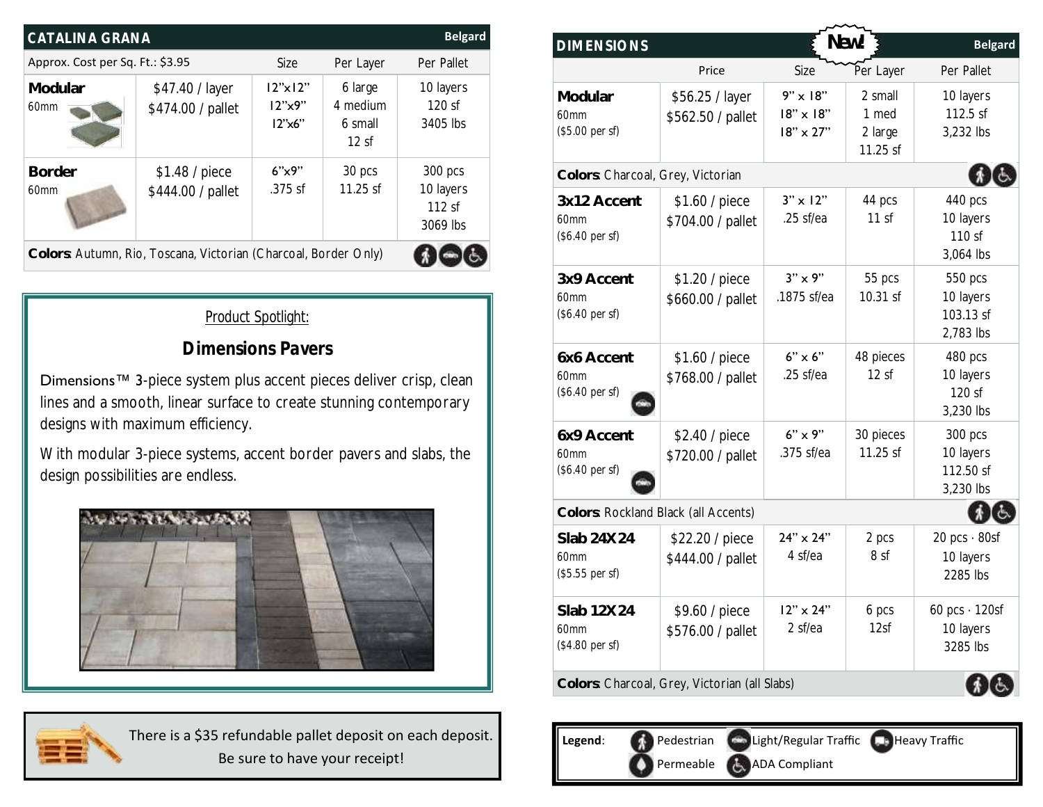## CATALINA GRANA

Belgard

| Approx. Cost per Sq. Ft.: $3.95 | | Size | Per Layer | Per Pallet |
|---|---|---|---|---|
| **Modular** 60mm | $47.40 / layer $474.00 / pallet | 12"x12" 12"x9" 12"x6" | 6 large 4 medium 6 small 12 sf | 10 layers 120 sf 3405 lbs |
| **Border** 60mm | $1.48 / piece $444.00 / pallet | 6"x9" .375 sf | 30 pcs 11.25 sf | 300 pcs 10 layers 112 sf 3069 lbs |

**Colors**: Autumn, Rio, Toscana, Victorian (Charcoal, Border Only)

### Product Spotlight:

### Dimensions Pavers

Dimensions™ 3-piece system plus accent pieces deliver crisp, clean lines and a smooth, linear surface to create stunning contemporary designs with maximum efficiency.

With modular 3-piece systems, accent border pavers and slabs, the design possibilities are endless.

There is a $35 refundable pallet deposit on each deposit. Be sure to have your receipt!

## DIMENSIONS

New!

Belgard

| | Price | Size | Per Layer | Per Pallet |
|---|---|---|---|---|
| **Modular** 60mm ($5.00 per sf) | $56.25 / layer $562.50 / pallet | 9" x 18" 18" x 18" 18" x 27" | 2 small 1 med 2 large 11.25 sf | 10 layers 112.5 sf 3,232 lbs |
| **Colors**: Charcoal, Grey, Victorian | | | | |
| **3x12 Accent** 60mm ($6.40 per sf) | $1.60 / piece $704.00 / pallet | 3" x 12" .25 sf/ea | 44 pcs 11 sf | 440 pcs 10 layers 110 sf 3,064 lbs |
| **3x9 Accent** 60mm ($6.40 per sf) | $1.20 / piece $660.00 / pallet | 3" x 9" .1875 sf/ea | 55 pcs 10.31 sf | 550 pcs 10 layers 103.13 sf 2,783 lbs |
| **6x6 Accent** 60mm ($6.40 per sf) | $1.60 / piece $768.00 / pallet | 6" x 6" .25 sf/ea | 48 pieces 12 sf | 480 pcs 10 layers 120 sf 3,230 lbs |
| **6x9 Accent** 60mm ($6.40 per sf) | $2.40 / piece $720.00 / pallet | 6" x 9" .375 sf/ea | 30 pieces 11.25 sf | 300 pcs 10 layers 112.50 sf 3,230 lbs |
| **Colors**: Rockland Black (all Accents) | | | | |
| **Slab 24X24** 60mm ($5.55 per sf) | $22.20 / piece $444.00 / pallet | 24" x 24" 4 sf/ea | 2 pcs 8 sf | 20 pcs · 80sf 10 layers 2285 lbs |
| **Slab 12X24** 60mm ($4.80 per sf) | $9.60 / piece $576.00 / pallet | 12" x 24" 2 sf/ea | 6 pcs 12sf | 60 pcs · 120sf 10 layers 3285 lbs |
| **Colors**: Charcoal, Grey, Victorian (all Slabs) | | | | |

**Legend**: Pedestrian, Light/Regular Traffic, Heavy Traffic, Permeable, ADA Compliant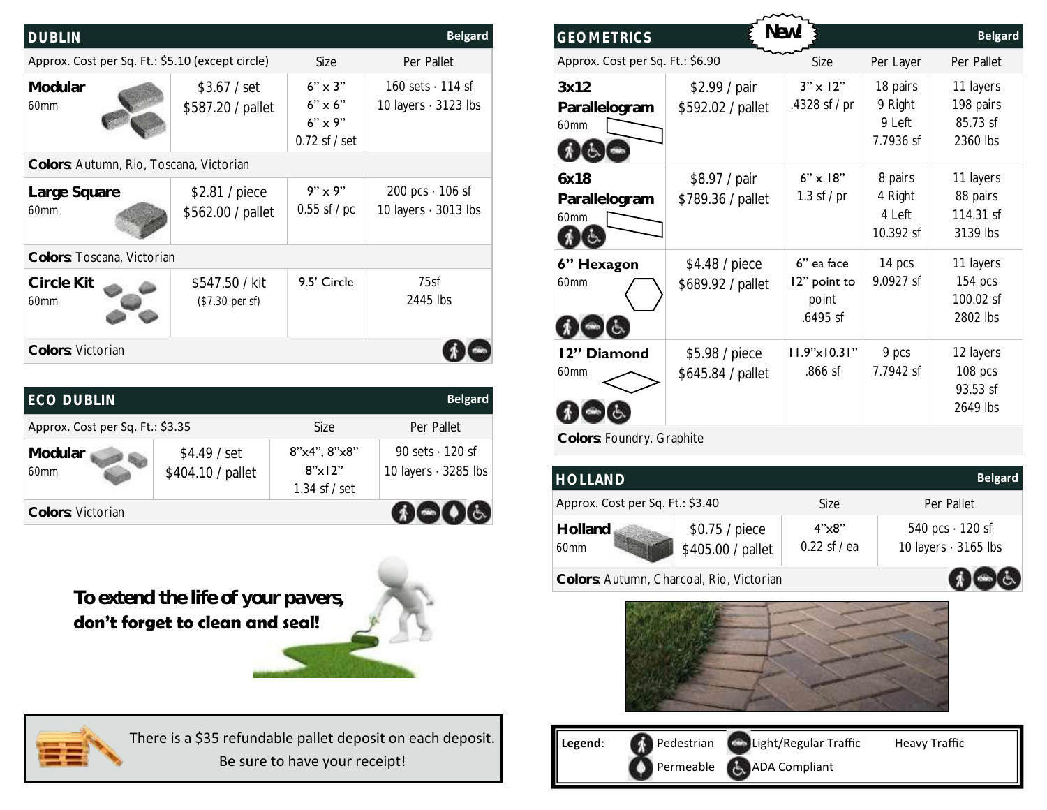## DUBLIN

Belgard

| Approx. Cost per Sq. Ft.: $5.10 (except circle) | | Size | Per Pallet |
|---|---|---|---|
| **Modular** 60mm | $3.67 / set<br>$587.20 / pallet | 6" x 3"<br>6" x 6"<br>6" x 9"<br>0.72 sf / set | 160 sets · 114 sf<br>10 layers · 3123 lbs |
| **Colors**: Autumn, Rio, Toscana, Victorian | | | |
| **Large Square** 60mm | $2.81 / piece<br>$562.00 / pallet | 9" x 9"<br>0.55 sf / pc | 200 pcs · 106 sf<br>10 layers · 3013 lbs |
| **Colors**: Toscana, Victorian | | | |
| **Circle Kit** 60mm | $547.50 / kit<br>($7.30 per sf) | 9.5' Circle | 75sf<br>2445 lbs |
| **Colors**: Victorian | | | |

## ECO DUBLIN

Belgard

| Approx. Cost per Sq. Ft.: $3.35 | | Size | Per Pallet |
|---|---|---|---|
| **Modular** 60mm | $4.49 / set<br>$404.10 / pallet | 8"x4", 8"x8"<br>8"x12"<br>1.34 sf / set | 90 sets · 120 sf<br>10 layers · 3285 lbs |
| **Colors**: Victorian | | | |

**To extend the life of your pavers, don't forget to clean and seal!**

There is a $35 refundable pallet deposit on each deposit. Be sure to have your receipt!

## GEOMETRICS

New!

Belgard

| Approx. Cost per Sq. Ft.: $6.90 | | Size | Per Layer | Per Pallet |
|---|---|---|---|---|
| **3x12 Parallelogram** 60mm | $2.99 / pair<br>$592.02 / pallet | 3" x 12"<br>.4328 sf / pr | 18 pairs<br>9 Right<br>9 Left<br>7.7936 sf | 11 layers<br>198 pairs<br>85.73 sf<br>2360 lbs |
| **6x18 Parallelogram** 60mm | $8.97 / pair<br>$789.36 / pallet | 6" x 18"<br>1.3 sf / pr | 8 pairs<br>4 Right<br>4 Left<br>10.392 sf | 11 layers<br>88 pairs<br>114.31 sf<br>3139 lbs |
| **6" Hexagon** 60mm | $4.48 / piece<br>$689.92 / pallet | 6" ea face<br>12" point to point<br>.6495 sf | 14 pcs<br>9.0927 sf | 11 layers<br>154 pcs<br>100.02 sf<br>2802 lbs |
| **12" Diamond** 60mm | $5.98 / piece<br>$645.84 / pallet | 11.9"x10.31"<br>.866 sf | 9 pcs<br>7.7942 sf | 12 layers<br>108 pcs<br>93.53 sf<br>2649 lbs |
| **Colors**: Foundry, Graphite | | | | |

## HOLLAND

Belgard

| Approx. Cost per Sq. Ft.: $3.40 | | Size | Per Pallet |
|---|---|---|---|
| **Holland** 60mm | $0.75 / piece<br>$405.00 / pallet | 4"x8"<br>0.22 sf / ea | 540 pcs · 120 sf<br>10 layers · 3165 lbs |
| **Colors**: Autumn, Charcoal, Rio, Victorian | | | |

**Legend**: Pedestrian · Light/Regular Traffic · Heavy Traffic · Permeable · ADA Compliant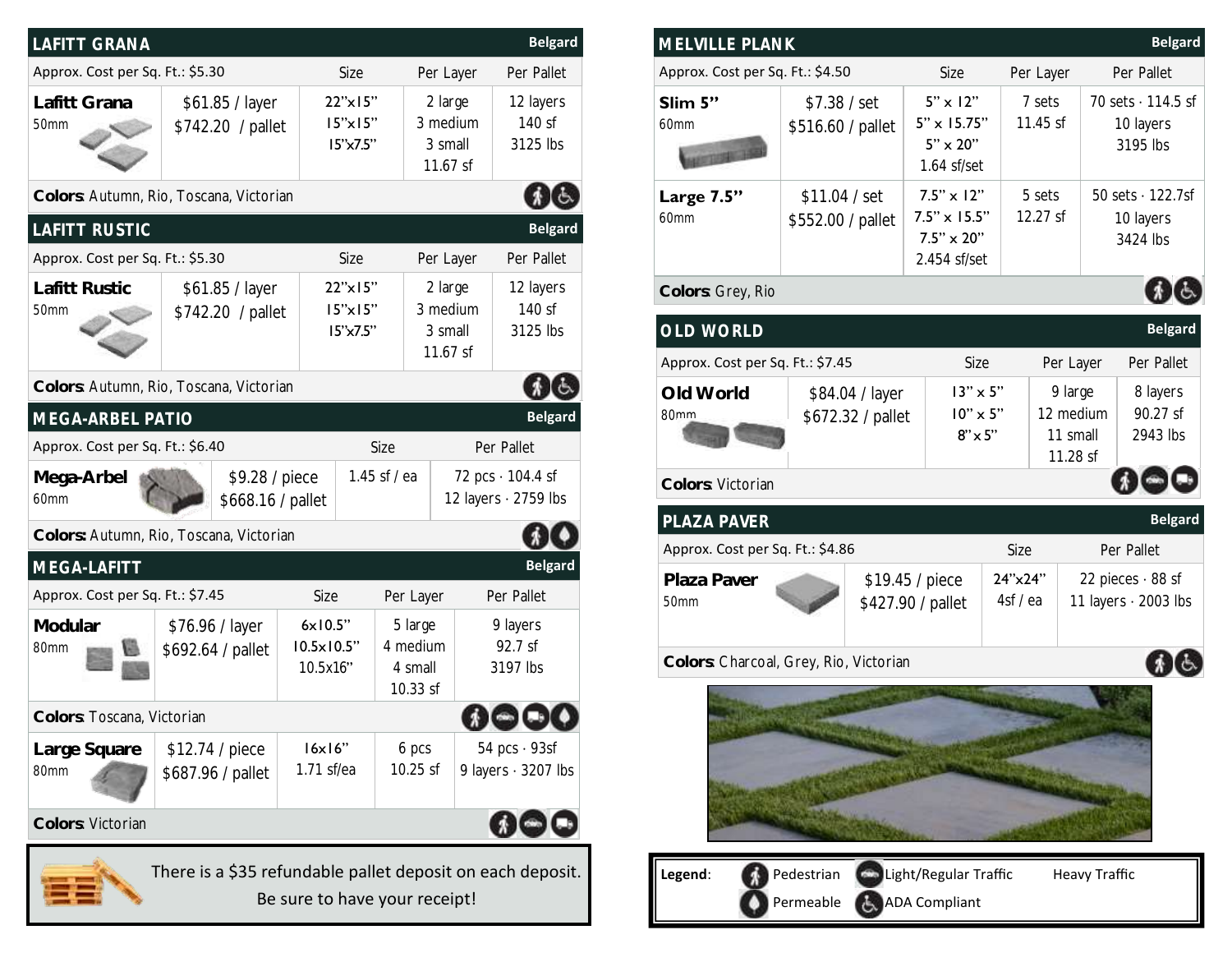## LAFITT GRANA — Belgard

| Approx. Cost per Sq. Ft.: $5.30 | | Size | Per Layer | Per Pallet |
|---|---|---|---|---|
| **Lafitt Grana** 50mm | $61.85 / layer<br>$742.20 / pallet | 22"x15"<br>15"x15"<br>15"x7.5" | 2 large<br>3 medium<br>3 small<br>11.67 sf | 12 layers<br>140 sf<br>3125 lbs |

**Colors**: Autumn, Rio, Toscana, Victorian

## LAFITT RUSTIC — Belgard

| Approx. Cost per Sq. Ft.: $5.30 | | Size | Per Layer | Per Pallet |
|---|---|---|---|---|
| **Lafitt Rustic** 50mm | $61.85 / layer<br>$742.20 / pallet | 22"x15"<br>15"x15"<br>15"x7.5" | 2 large<br>3 medium<br>3 small<br>11.67 sf | 12 layers<br>140 sf<br>3125 lbs |

**Colors**: Autumn, Rio, Toscana, Victorian

## MEGA-ARBEL PATIO — Belgard

| Approx. Cost per Sq. Ft.: $6.40 | | Size | Per Pallet |
|---|---|---|---|
| **Mega-Arbel** 60mm | $9.28 / piece<br>$668.16 / pallet | 1.45 sf / ea | 72 pcs · 104.4 sf<br>12 layers · 2759 lbs |

**Colors:** Autumn, Rio, Toscana, Victorian

## MEGA-LAFITT — Belgard

| Approx. Cost per Sq. Ft.: $7.45 | | Size | Per Layer | Per Pallet |
|---|---|---|---|---|
| **Modular** 80mm | $76.96 / layer<br>$692.64 / pallet | 6x10.5"<br>10.5x10.5"<br>10.5x16" | 5 large<br>4 medium<br>4 small<br>10.33 sf | 9 layers<br>92.7 sf<br>3197 lbs |

**Colors**: Toscana, Victorian

| | | Size | Per Layer | Per Pallet |
|---|---|---|---|---|
| **Large Square** 80mm | $12.74 / piece<br>$687.96 / pallet | 16x16"<br>1.71 sf/ea | 6 pcs<br>10.25 sf | 54 pcs · 93sf<br>9 layers · 3207 lbs |

**Colors**: Victorian

There is a $35 refundable pallet deposit on each deposit. Be sure to have your receipt!

## MELVILLE PLANK — Belgard

| Approx. Cost per Sq. Ft.: $4.50 | | Size | Per Layer | Per Pallet |
|---|---|---|---|---|
| **Slim 5"** 60mm | $7.38 / set<br>$516.60 / pallet | 5" x 12"<br>5" x 15.75"<br>5" x 20"<br>1.64 sf/set | 7 sets<br>11.45 sf | 70 sets · 114.5 sf<br>10 layers<br>3195 lbs |
| **Large 7.5"** 60mm | $11.04 / set<br>$552.00 / pallet | 7.5" x 12"<br>7.5" x 15.5"<br>7.5" x 20"<br>2.454 sf/set | 5 sets<br>12.27 sf | 50 sets · 122.7sf<br>10 layers<br>3424 lbs |

**Colors**: Grey, Rio

## OLD WORLD — Belgard

| Approx. Cost per Sq. Ft.: $7.45 | | Size | Per Layer | Per Pallet |
|---|---|---|---|---|
| **Old World** 80mm | $84.04 / layer<br>$672.32 / pallet | 13" x 5"<br>10" x 5"<br>8" x 5" | 9 large<br>12 medium<br>11 small<br>11.28 sf | 8 layers<br>90.27 sf<br>2943 lbs |

**Colors**: Victorian

## PLAZA PAVER — Belgard

| Approx. Cost per Sq. Ft.: $4.86 | | Size | Per Pallet |
|---|---|---|---|
| **Plaza Paver** 50mm | $19.45 / piece<br>$427.90 / pallet | 24"x24"<br>4sf / ea | 22 pieces · 88 sf<br>11 layers · 2003 lbs |

**Colors**: Charcoal, Grey, Rio, Victorian

**Legend**: Pedestrian, Light/Regular Traffic, Heavy Traffic, Permeable, ADA Compliant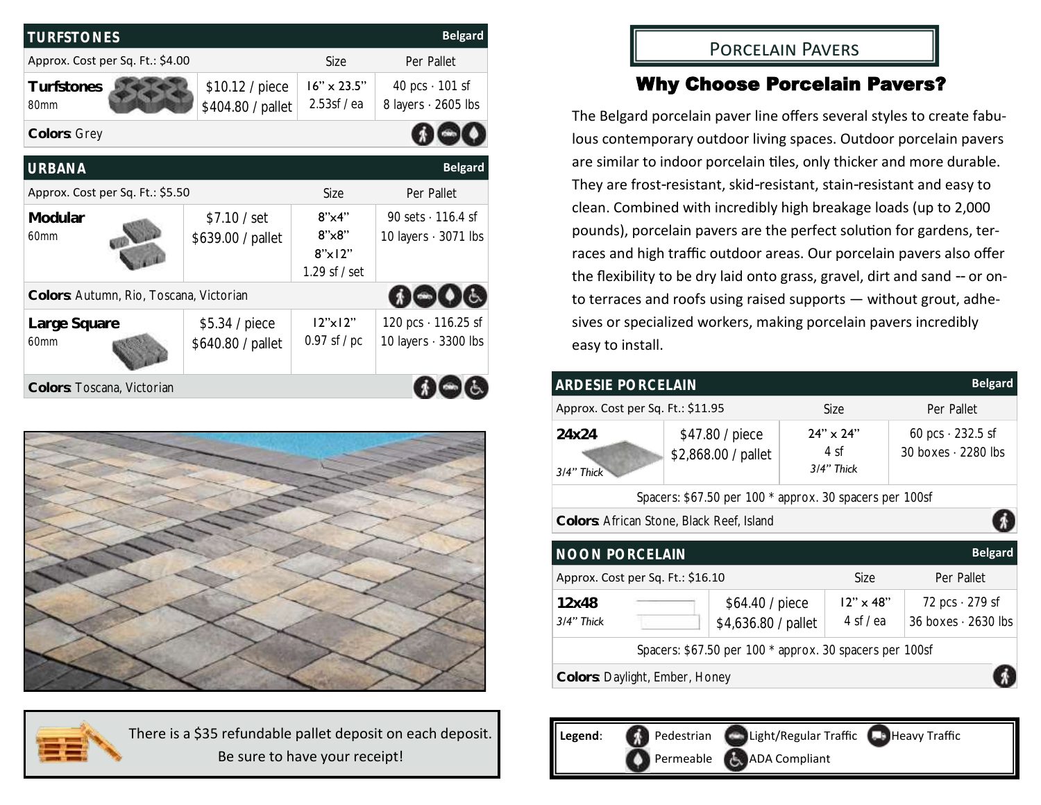## TURFSTONES

**Belgard**

| Approx. Cost per Sq. Ft.: $4.00 | | Size | Per Pallet |
|---|---|---|---|
| **Turfstones** 80mm | $10.12 / piece<br>$404.80 / pallet | 16" x 23.5"<br>2.53sf / ea | 40 pcs · 101 sf<br>8 layers · 2605 lbs |

**Colors**: Grey

## URBANA

**Belgard**

| Approx. Cost per Sq. Ft.: $5.50 | | Size | Per Pallet |
|---|---|---|---|
| **Modular** 60mm | $7.10 / set<br>$639.00 / pallet | 8"x4"<br>8"x8"<br>8"x12"<br>1.29 sf / set | 90 sets · 116.4 sf<br>10 layers · 3071 lbs |

**Colors**: Autumn, Rio, Toscana, Victorian

| | | | |
|---|---|---|---|
| **Large Square** 60mm | $5.34 / piece<br>$640.80 / pallet | 12"x12"<br>0.97 sf / pc | 120 pcs · 116.25 sf<br>10 layers · 3300 lbs |

**Colors**: Toscana, Victorian

There is a $35 refundable pallet deposit on each deposit. Be sure to have your receipt!

## Porcelain Pavers

### Why Choose Porcelain Pavers?

The Belgard porcelain paver line offers several styles to create fabulous contemporary outdoor living spaces. Outdoor porcelain pavers are similar to indoor porcelain tiles, only thicker and more durable. They are frost-resistant, skid-resistant, stain-resistant and easy to clean. Combined with incredibly high breakage loads (up to 2,000 pounds), porcelain pavers are the perfect solution for gardens, terraces and high traffic outdoor areas. Our porcelain pavers also offer the flexibility to be dry laid onto grass, gravel, dirt and sand -- or onto terraces and roofs using raised supports — without grout, adhesives or specialized workers, making porcelain pavers incredibly easy to install.

## ARDESIE PORCELAIN

**Belgard**

| Approx. Cost per Sq. Ft.: $11.95 | | Size | Per Pallet |
|---|---|---|---|
| **24x24** *3/4" Thick* | $47.80 / piece<br>$2,868.00 / pallet | 24" x 24"<br>4 sf<br>*3/4" Thick* | 60 pcs · 232.5 sf<br>30 boxes · 2280 lbs |

Spacers: $67.50 per 100 * approx. 30 spacers per 100sf

**Colors**: African Stone, Black Reef, Island

## NOON PORCELAIN

**Belgard**

| Approx. Cost per Sq. Ft.: $16.10 | | Size | Per Pallet |
|---|---|---|---|
| **12x48** *3/4" Thick* | $64.40 / piece<br>$4,636.80 / pallet | 12" x 48"<br>4 sf / ea | 72 pcs · 279 sf<br>36 boxes · 2630 lbs |

Spacers: $67.50 per 100 * approx. 30 spacers per 100sf

**Colors**: Daylight, Ember, Honey

**Legend**: Pedestrian, Light/Regular Traffic, Heavy Traffic, Permeable, ADA Compliant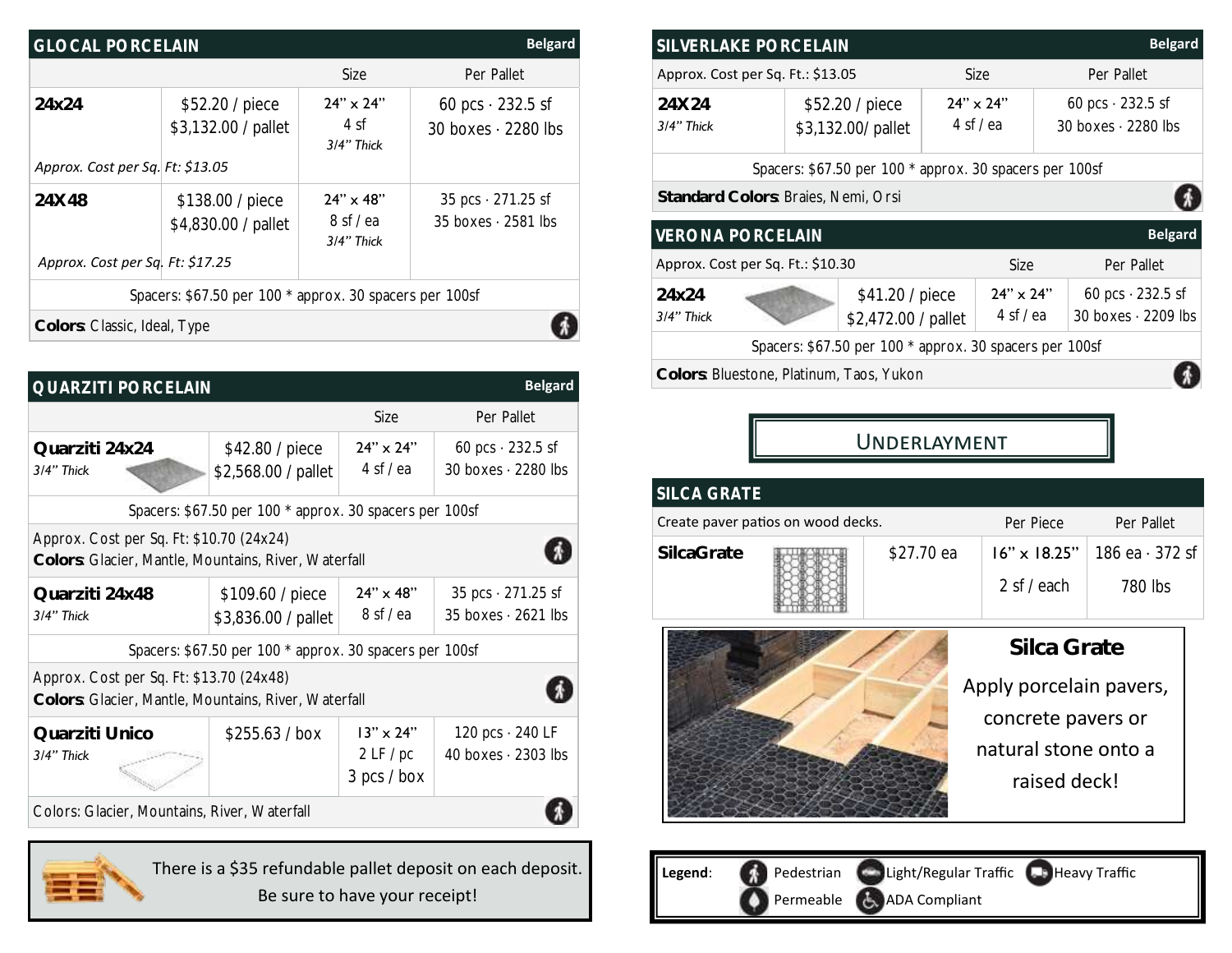## GLOCAL PORCELAIN

**Belgard**

| | | Size | Per Pallet |
|---|---|---|---|
| **24x24** *Approx. Cost per Sq. Ft: $13.05* | $52.20 / piece $3,132.00 / pallet | 24" x 24" 4 sf *3/4" Thick* | 60 pcs · 232.5 sf 30 boxes · 2280 lbs |
| **24X48** *Approx. Cost per Sq. Ft: $17.25* | $138.00 / piece $4,830.00 / pallet | 24" x 48" 8 sf / ea *3/4" Thick* | 35 pcs · 271.25 sf 35 boxes · 2581 lbs |

Spacers: $67.50 per 100 * approx. 30 spacers per 100sf

**Colors**: Classic, Ideal, Type

## QUARZITI PORCELAIN

**Belgard**

| | | Size | Per Pallet |
|---|---|---|---|
| **Quarziti 24x24** *3/4" Thick* | $42.80 / piece $2,568.00 / pallet | 24" x 24" 4 sf / ea | 60 pcs · 232.5 sf 30 boxes · 2280 lbs |

Spacers: $67.50 per 100 * approx. 30 spacers per 100sf

Approx. Cost per Sq. Ft: $10.70 (24x24)
**Colors**: Glacier, Mantle, Mountains, River, Waterfall

| | | Size | Per Pallet |
|---|---|---|---|
| **Quarziti 24x48** *3/4" Thick* | $109.60 / piece $3,836.00 / pallet | 24" x 48" 8 sf / ea | 35 pcs · 271.25 sf 35 boxes · 2621 lbs |

Spacers: $67.50 per 100 * approx. 30 spacers per 100sf

Approx. Cost per Sq. Ft: $13.70 (24x48)
**Colors**: Glacier, Mantle, Mountains, River, Waterfall

| | | Size | Per Pallet |
|---|---|---|---|
| **Quarziti Unico** *3/4" Thick* | $255.63 / box | 13" x 24" 2 LF / pc 3 pcs / box | 120 pcs · 240 LF 40 boxes · 2303 lbs |

Colors: Glacier, Mountains, River, Waterfall

There is a $35 refundable pallet deposit on each deposit. Be sure to have your receipt!

## SILVERLAKE PORCELAIN

**Belgard**

| Approx. Cost per Sq. Ft.: $13.05 | | Size | Per Pallet |
|---|---|---|---|
| **24X24** *3/4" Thick* | $52.20 / piece $3,132.00/ pallet | 24" x 24" 4 sf / ea | 60 pcs · 232.5 sf 30 boxes · 2280 lbs |

Spacers: $67.50 per 100 * approx. 30 spacers per 100sf

**Standard Colors**: Braies, Nemi, Orsi

## VERONA PORCELAIN

**Belgard**

| Approx. Cost per Sq. Ft.: $10.30 | | Size | Per Pallet |
|---|---|---|---|
| **24x24** *3/4" Thick* | $41.20 / piece $2,472.00 / pallet | 24" x 24" 4 sf / ea | 60 pcs · 232.5 sf 30 boxes · 2209 lbs |

Spacers: $67.50 per 100 * approx. 30 spacers per 100sf

**Colors**: Bluestone, Platinum, Taos, Yukon

# UNDERLAYMENT

## SILCA GRATE

| Create paver patios on wood decks. | | Per Piece | Per Pallet |
|---|---|---|---|
| **SilcaGrate** | $27.70 ea | 16" x 18.25" 2 sf / each | 186 ea · 372 sf 780 lbs |

**Silca Grate**

Apply porcelain pavers, concrete pavers or natural stone onto a raised deck!

**Legend**: Pedestrian, Light/Regular Traffic, Heavy Traffic, Permeable, ADA Compliant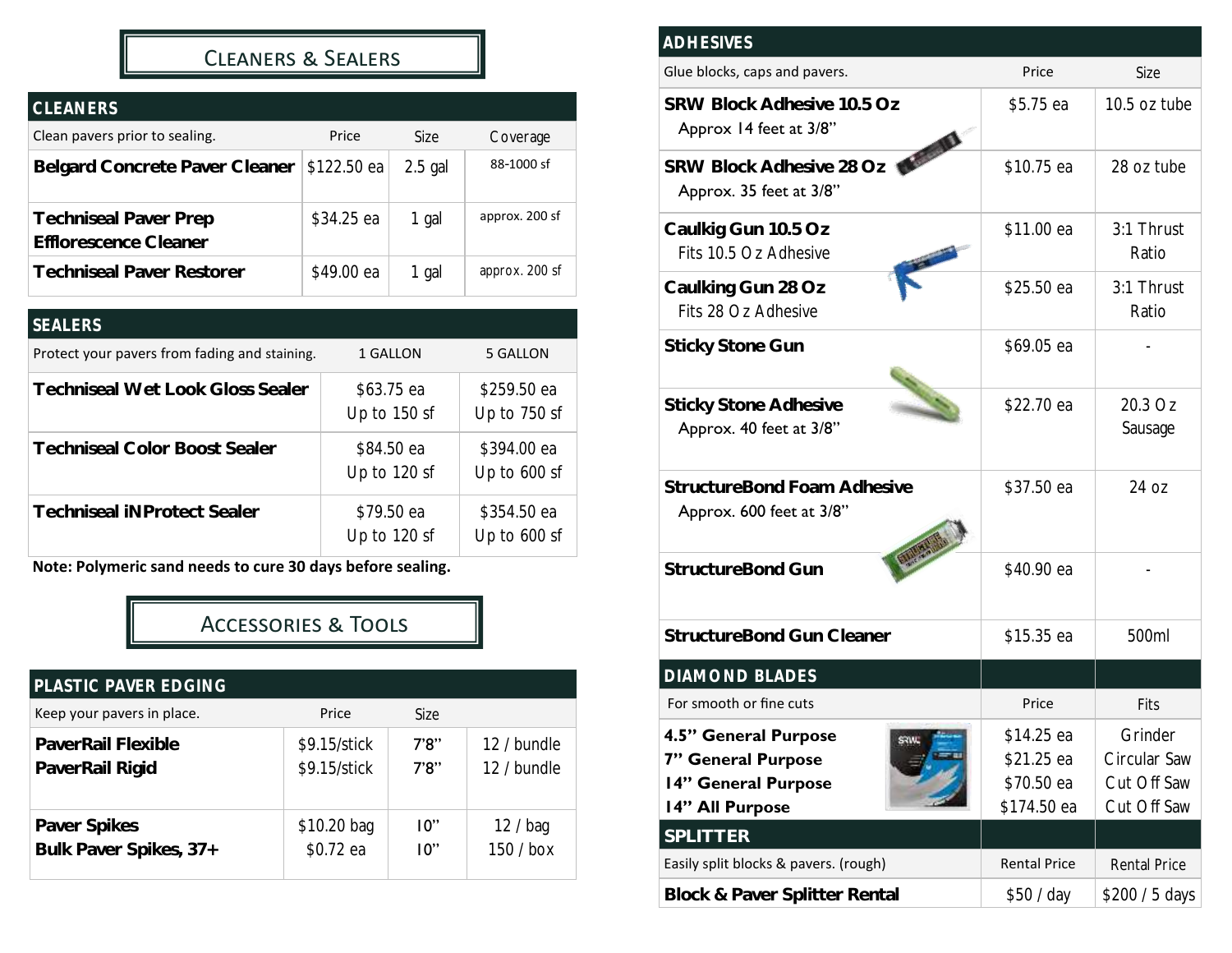# Cleaners & Sealers

## CLEANERS

| Clean pavers prior to sealing. | Price | Size | Coverage |
|---|---|---|---|
| **Belgard Concrete Paver Cleaner** | $122.50 ea | 2.5 gal | 88-1000 sf |
| **Techniseal Paver Prep Efflorescence Cleaner** | $34.25 ea | 1 gal | approx. 200 sf |
| **Techniseal Paver Restorer** | $49.00 ea | 1 gal | approx. 200 sf |

## SEALERS

| Protect your pavers from fading and staining. | 1 GALLON | 5 GALLON |
|---|---|---|
| **Techniseal Wet Look Gloss Sealer** | $63.75 ea Up to 150 sf | $259.50 ea Up to 750 sf |
| **Techniseal Color Boost Sealer** | $84.50 ea Up to 120 sf | $394.00 ea Up to 600 sf |
| **Techniseal iNProtect Sealer** | $79.50 ea Up to 120 sf | $354.50 ea Up to 600 sf |

**Note: Polymeric sand needs to cure 30 days before sealing.**

# Accessories & Tools

## PLASTIC PAVER EDGING

| Keep your pavers in place. | Price | Size | |
|---|---|---|---|
| **PaverRail Flexible** | $9.15/stick | 7'8" | 12 / bundle |
| **PaverRail Rigid** | $9.15/stick | 7'8" | 12 / bundle |
| **Paver Spikes** | $10.20 bag | 10" | 12 / bag |
| **Bulk Paver Spikes, 37+** | $0.72 ea | 10" | 150 / box |

## ADHESIVES

| Glue blocks, caps and pavers. | Price | Size |
|---|---|---|
| **SRW Block Adhesive 10.5 Oz** Approx 14 feet at 3/8" | $5.75 ea | 10.5 oz tube |
| **SRW Block Adhesive 28 Oz** Approx. 35 feet at 3/8" | $10.75 ea | 28 oz tube |
| **Caulkig Gun 10.5 Oz** Fits 10.5 Oz Adhesive | $11.00 ea | 3:1 Thrust Ratio |
| **Caulking Gun 28 Oz** Fits 28 Oz Adhesive | $25.50 ea | 3:1 Thrust Ratio |
| **Sticky Stone Gun** | $69.05 ea | - |
| **Sticky Stone Adhesive** Approx. 40 feet at 3/8" | $22.70 ea | 20.3 Oz Sausage |
| **StructureBond Foam Adhesive** Approx. 600 feet at 3/8" | $37.50 ea | 24 oz |
| **StructureBond Gun** | $40.90 ea | - |
| **StructureBond Gun Cleaner** | $15.35 ea | 500ml |

## DIAMOND BLADES

| For smooth or fine cuts | Price | Fits |
|---|---|---|
| **4.5" General Purpose** | $14.25 ea | Grinder |
| **7" General Purpose** | $21.25 ea | Circular Saw |
| **14" General Purpose** | $70.50 ea | Cut Off Saw |
| **14" All Purpose** | $174.50 ea | Cut Off Saw |

## SPLITTER

| Easily split blocks & pavers. (rough) | Rental Price | Rental Price |
|---|---|---|
| **Block & Paver Splitter Rental** | $50 / day | $200 / 5 days |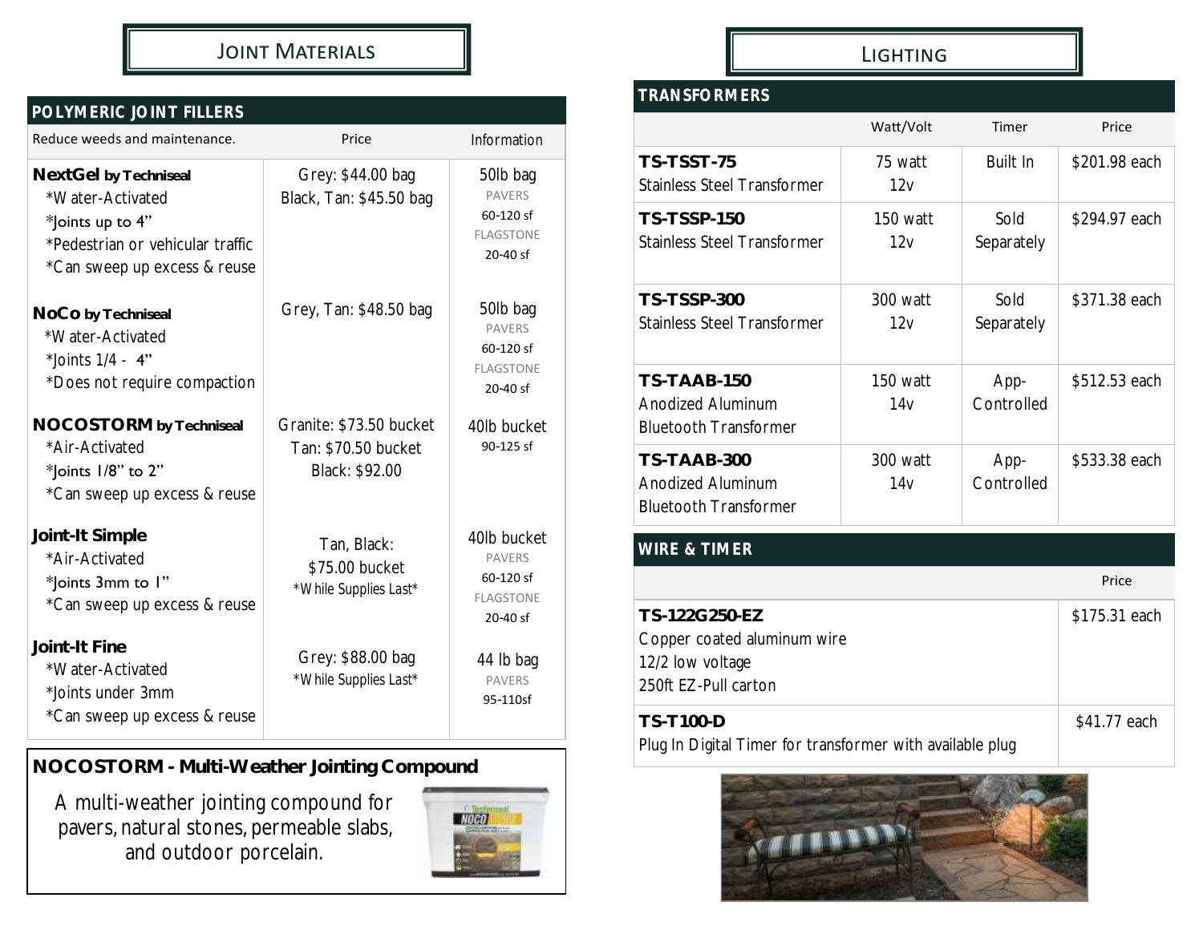## Joint Materials

### POLYMERIC JOINT FILLERS

| Reduce weeds and maintenance. | Price | Information |
|---|---|---|
| **NextGel by Techniseal**<br>*Water-Activated<br>*Joints up to 4"<br>*Pedestrian or vehicular traffic<br>*Can sweep up excess & reuse | Grey: $44.00 bag<br>Black, Tan: $45.50 bag | 50lb bag<br>PAVERS<br>60-120 sf<br>FLAGSTONE<br>20-40 sf |
| **NoCo by Techniseal**<br>*Water-Activated<br>*Joints 1/4 - 4"<br>*Does not require compaction | Grey, Tan: $48.50 bag | 50lb bag<br>PAVERS<br>60-120 sf<br>FLAGSTONE<br>20-40 sf |
| **NOCOSTORM by Techniseal**<br>*Air-Activated<br>*Joints 1/8" to 2"<br>*Can sweep up excess & reuse | Granite: $73.50 bucket<br>Tan: $70.50 bucket<br>Black: $92.00 | 40lb bucket<br>90-125 sf |
| **Joint-It Simple**<br>*Air-Activated<br>*Joints 3mm to 1"<br>*Can sweep up excess & reuse | Tan, Black:<br>$75.00 bucket<br>*While Supplies Last* | 40lb bucket<br>PAVERS<br>60-120 sf<br>FLAGSTONE<br>20-40 sf |
| **Joint-It Fine**<br>*Water-Activated<br>*Joints under 3mm<br>*Can sweep up excess & reuse | Grey: $88.00 bag<br>*While Supplies Last* | 44 lb bag<br>PAVERS<br>95-110sf |

**NOCOSTORM - Multi-Weather Jointing Compound**

A multi-weather jointing compound for pavers, natural stones, permeable slabs, and outdoor porcelain.

## Lighting

### TRANSFORMERS

| | Watt/Volt | Timer | Price |
|---|---|---|---|
| **TS-TSST-75**<br>Stainless Steel Transformer | 75 watt<br>12v | Built In | $201.98 each |
| **TS-TSSP-150**<br>Stainless Steel Transformer | 150 watt<br>12v | Sold Separately | $294.97 each |
| **TS-TSSP-300**<br>Stainless Steel Transformer | 300 watt<br>12v | Sold Separately | $371.38 each |
| **TS-TAAB-150**<br>Anodized Aluminum Bluetooth Transformer | 150 watt<br>14v | App-Controlled | $512.53 each |
| **TS-TAAB-300**<br>Anodized Aluminum Bluetooth Transformer | 300 watt<br>14v | App-Controlled | $533.38 each |

### WIRE & TIMER

| | Price |
|---|---|
| **TS-122G250-EZ**<br>Copper coated aluminum wire<br>12/2 low voltage<br>250ft EZ-Pull carton | $175.31 each |
| **TS-T100-D**<br>Plug In Digital Timer for transformer with available plug | $41.77 each |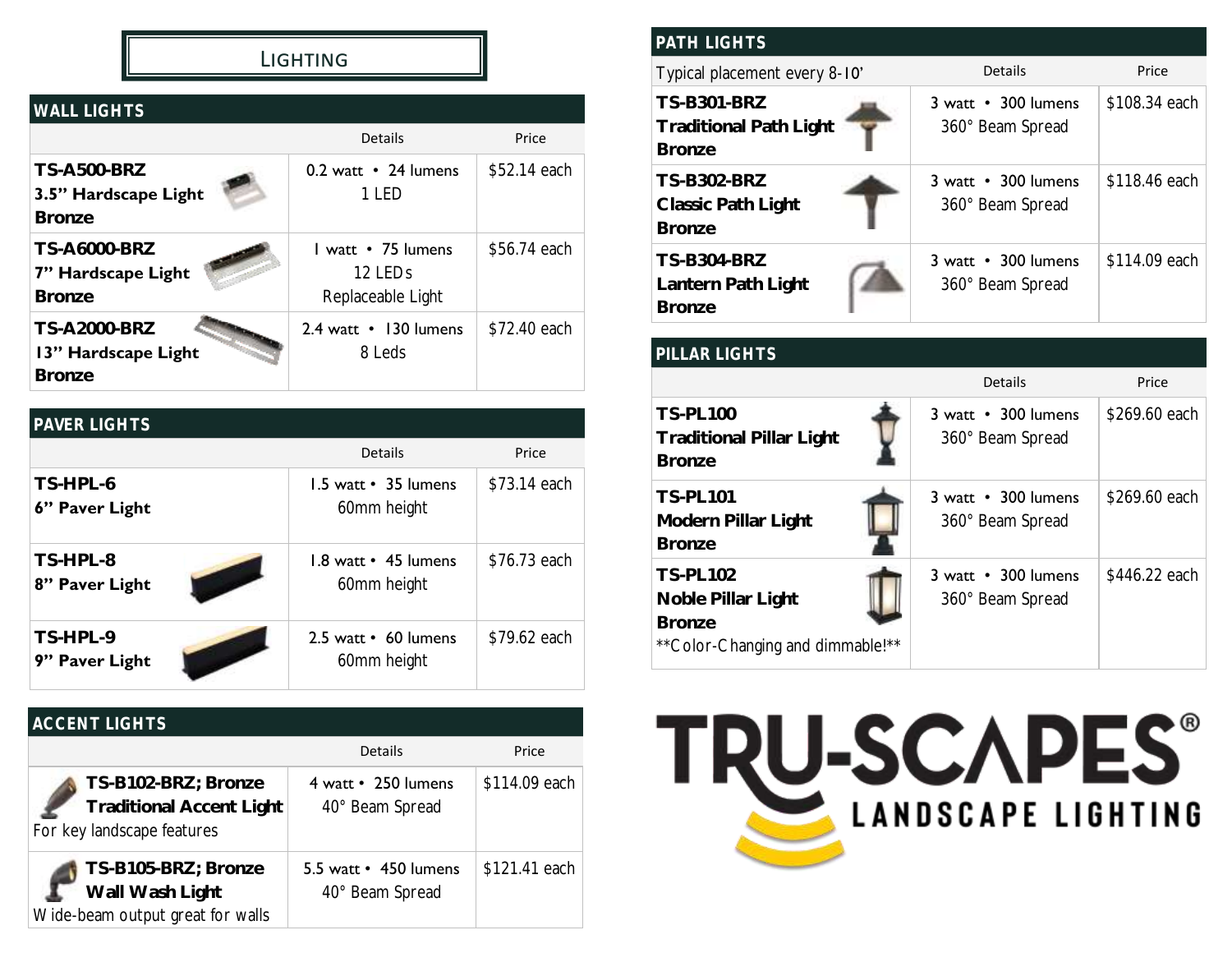# Lighting

## WALL LIGHTS

| | Details | Price |
|---|---|---|
| **TS-A500-BRZ** **3.5" Hardscape Light** **Bronze** | 0.2 watt • 24 lumens 1 LED | $52.14 each |
| **TS-A6000-BRZ** **7" Hardscape Light** **Bronze** | 1 watt • 75 lumens 12 LEDs Replaceable Light | $56.74 each |
| **TS-A2000-BRZ** **13" Hardscape Light** **Bronze** | 2.4 watt • 130 lumens 8 Leds | $72.40 each |

## PAVER LIGHTS

| | Details | Price |
|---|---|---|
| **TS-HPL-6** **6" Paver Light** | 1.5 watt • 35 lumens 60mm height | $73.14 each |
| **TS-HPL-8** **8" Paver Light** | 1.8 watt • 45 lumens 60mm height | $76.73 each |
| **TS-HPL-9** **9" Paver Light** | 2.5 watt • 60 lumens 60mm height | $79.62 each |

## ACCENT LIGHTS

| | Details | Price |
|---|---|---|
| **TS-B102-BRZ; Bronze Traditional Accent Light** For key landscape features | 4 watt • 250 lumens 40° Beam Spread | $114.09 each |
| **TS-B105-BRZ; Bronze Wall Wash Light** Wide-beam output great for walls | 5.5 watt • 450 lumens 40° Beam Spread | $121.41 each |

## PATH LIGHTS

| Typical placement every 8-10' | Details | Price |
|---|---|---|
| **TS-B301-BRZ** **Traditional Path Light** **Bronze** | 3 watt • 300 lumens 360° Beam Spread | $108.34 each |
| **TS-B302-BRZ** **Classic Path Light** **Bronze** | 3 watt • 300 lumens 360° Beam Spread | $118.46 each |
| **TS-B304-BRZ** **Lantern Path Light** **Bronze** | 3 watt • 300 lumens 360° Beam Spread | $114.09 each |

## PILLAR LIGHTS

| | Details | Price |
|---|---|---|
| **TS-PL100** **Traditional Pillar Light** **Bronze** | 3 watt • 300 lumens 360° Beam Spread | $269.60 each |
| **TS-PL101** **Modern Pillar Light** **Bronze** | 3 watt • 300 lumens 360° Beam Spread | $269.60 each |
| **TS-PL102** **Noble Pillar Light** **Bronze** **Color-Changing and dimmable!** | 3 watt • 300 lumens 360° Beam Spread | $446.22 each |

TRU-SCAPES®
LANDSCAPE LIGHTING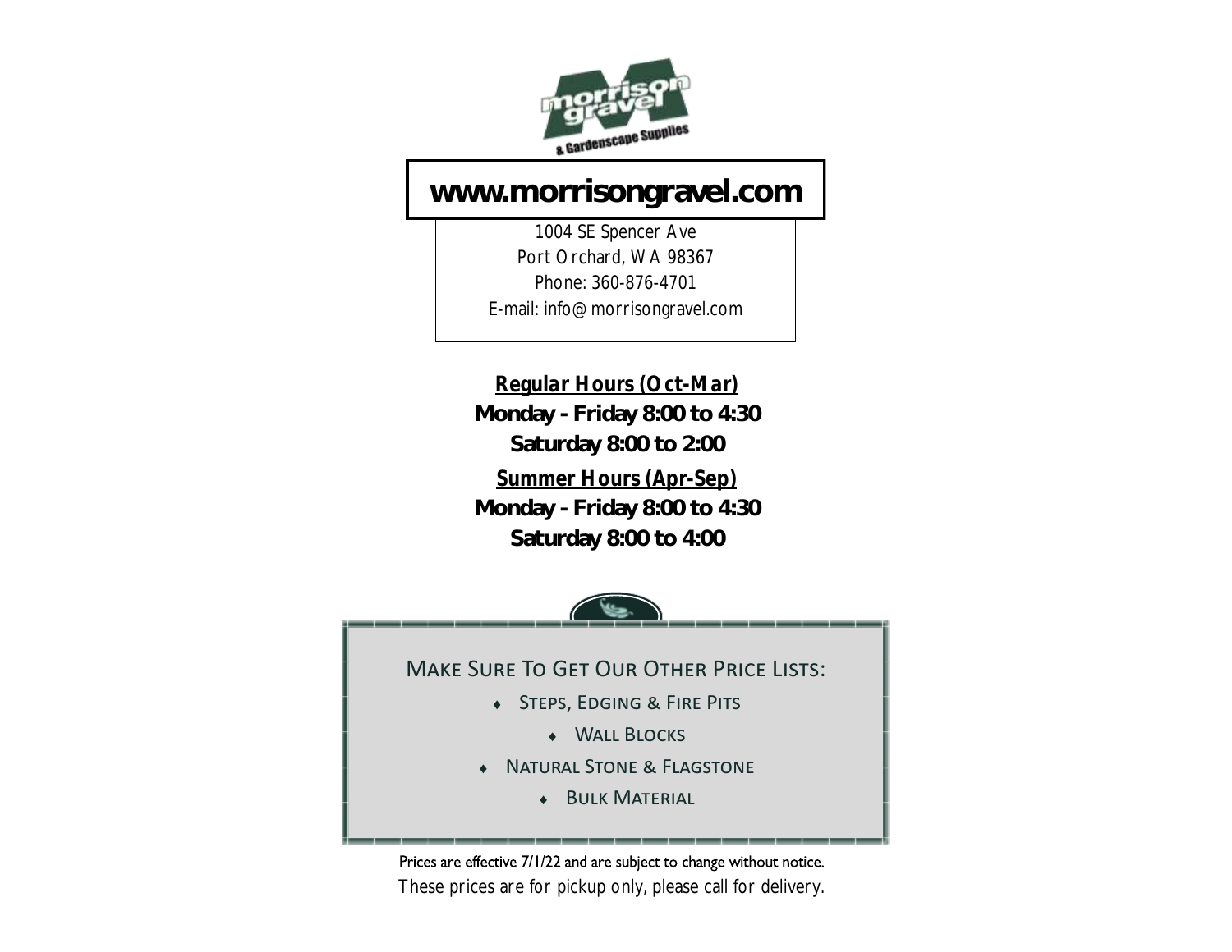**www.morrisongravel.com**

1004 SE Spencer Ave
Port Orchard, WA 98367
Phone: 360-876-4701
E-mail: info@morrisongravel.com

**Regular Hours (Oct-Mar)**

**Monday - Friday 8:00 to 4:30**

**Saturday 8:00 to 2:00**

**Summer Hours (Apr-Sep)**

**Monday - Friday 8:00 to 4:30**

**Saturday 8:00 to 4:00**

## Make Sure To Get Our Other Price Lists:

- Steps, Edging & Fire Pits
- Wall Blocks
- Natural Stone & Flagstone
- Bulk Material

Prices are effective 7/1/22 and are subject to change without notice.

These prices are for pickup only, please call for delivery.